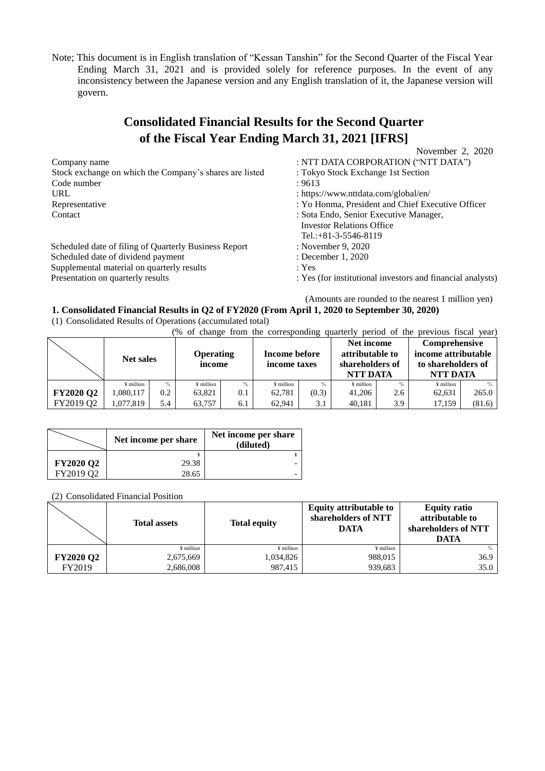Note; This document is in English translation of "Kessan Tanshin" for the Second Quarter of the Fiscal Year Ending March 31, 2021 and is provided solely for reference purposes. In the event of any inconsistency between the Japanese version and any English translation of it, the Japanese version will govern.

# Consolidated Financial Results for the Second Quarter of the Fiscal Year Ending March 31, 2021 [IFRS]

November 2, 2020

| | |
|---|---|
| Company name | : NTT DATA CORPORATION ("NTT DATA") |
| Stock exchange on which the Company's shares are listed | : Tokyo Stock Exchange 1st Section |
| Code number | : 9613 |
| URL | : https://www.nttdata.com/global/en/ |
| Representative | : Yo Honma, President and Chief Executive Officer |
| Contact | : Sota Endo, Senior Executive Manager, Investor Relations Office Tel.:+81-3-5546-8119 |
| Scheduled date of filing of Quarterly Business Report | : November 9, 2020 |
| Scheduled date of dividend payment | : December 1, 2020 |
| Supplemental material on quarterly results | : Yes |
| Presentation on quarterly results | : Yes (for institutional investors and financial analysts) |

(Amounts are rounded to the nearest 1 million yen)

**1. Consolidated Financial Results in Q2 of FY2020 (From April 1, 2020 to September 30, 2020)**

(1) Consolidated Results of Operations (accumulated total)

(% of change from the corresponding quarterly period of the previous fiscal year)

| | Net sales | | Operating income | | Income before income taxes | | Net income attributable to shareholders of NTT DATA | | Comprehensive income attributable to shareholders of NTT DATA | |
|---|---|---|---|---|---|---|---|---|---|---|
| | ¥ million | % | ¥ million | % | ¥ million | % | ¥ million | % | ¥ million | % |
| **FY2020 Q2** | 1,080,117 | 0.2 | 63,821 | 0.1 | 62,781 | (0.3) | 41,206 | 2.6 | 62,631 | 265.0 |
| FY2019 Q2 | 1,077,819 | 5.4 | 63,757 | 6.1 | 62,941 | 3.1 | 40,181 | 3.9 | 17,159 | (81.6) |

| | Net income per share | Net income per share (diluted) |
|---|---|---|
| | ¥ | ¥ |
| **FY2020 Q2** | 29.38 | - |
| FY2019 Q2 | 28.65 | - |

(2) Consolidated Financial Position

| | Total assets | Total equity | Equity attributable to shareholders of NTT DATA | Equity ratio attributable to shareholders of NTT DATA |
|---|---|---|---|---|
| | ¥ million | ¥ million | ¥ million | % |
| **FY2020 Q2** | 2,675,669 | 1,034,826 | 988,015 | 36.9 |
| FY2019 | 2,686,008 | 987,415 | 939,683 | 35.0 |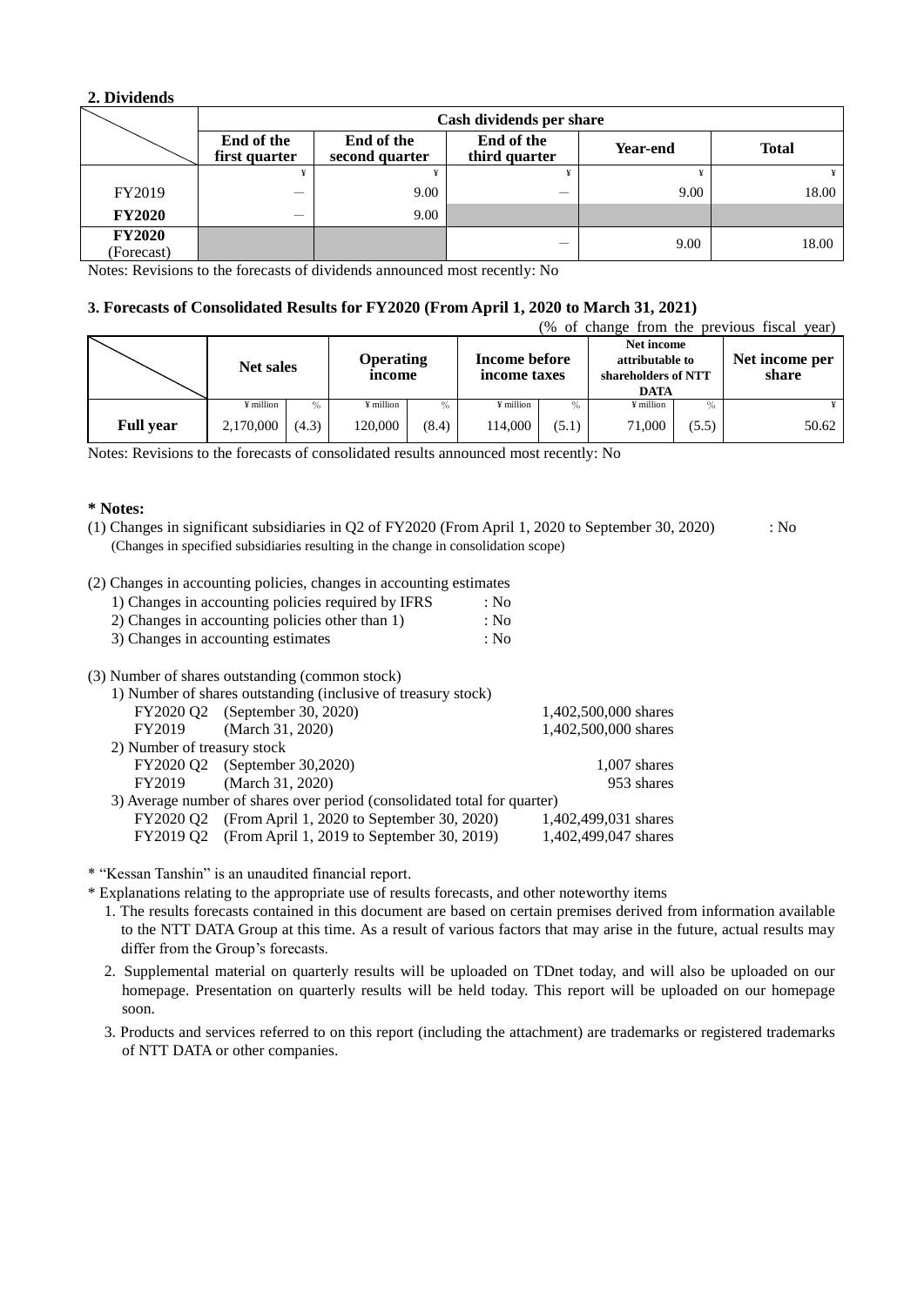## 2. Dividends

| | Cash dividends per share | | | | |
|---|---|---|---|---|---|
| | End of the first quarter | End of the second quarter | End of the third quarter | Year-end | Total |
| | ¥ | ¥ | ¥ | ¥ | ¥ |
| FY2019 | ― | 9.00 | ― | 9.00 | 18.00 |
| **FY2020** | ― | 9.00 | | | |
| **FY2020** (Forecast) | | | ― | 9.00 | 18.00 |

Notes: Revisions to the forecasts of dividends announced most recently: No

## 3. Forecasts of Consolidated Results for FY2020 (From April 1, 2020 to March 31, 2021)

(% of change from the previous fiscal year)

| | Net sales | | Operating income | | Income before income taxes | | Net income attributable to shareholders of NTT DATA | | Net income per share |
|---|---|---|---|---|---|---|---|---|---|
| | ¥ million | % | ¥ million | % | ¥ million | % | ¥ million | % | ¥ |
| **Full year** | 2,170,000 | (4.3) | 120,000 | (8.4) | 114,000 | (5.1) | 71,000 | (5.5) | 50.62 |

Notes: Revisions to the forecasts of consolidated results announced most recently: No

**\* Notes:**

(1) Changes in significant subsidiaries in Q2 of FY2020 (From April 1, 2020 to September 30, 2020) : No
(Changes in specified subsidiaries resulting in the change in consolidation scope)

(2) Changes in accounting policies, changes in accounting estimates
1) Changes in accounting policies required by IFRS : No
2) Changes in accounting policies other than 1) : No
3) Changes in accounting estimates : No

(3) Number of shares outstanding (common stock)

1) Number of shares outstanding (inclusive of treasury stock)

| | | |
|---|---|---|
| FY2020 Q2 | (September 30, 2020) | 1,402,500,000 shares |
| FY2019 | (March 31, 2020) | 1,402,500,000 shares |

2) Number of treasury stock

| | | |
|---|---|---|
| FY2020 Q2 | (September 30,2020) | 1,007 shares |
| FY2019 | (March 31, 2020) | 953 shares |

3) Average number of shares over period (consolidated total for quarter)

| | | |
|---|---|---|
| FY2020 Q2 | (From April 1, 2020 to September 30, 2020) | 1,402,499,031 shares |
| FY2019 Q2 | (From April 1, 2019 to September 30, 2019) | 1,402,499,047 shares |

\* "Kessan Tanshin" is an unaudited financial report.

\* Explanations relating to the appropriate use of results forecasts, and other noteworthy items

1. The results forecasts contained in this document are based on certain premises derived from information available to the NTT DATA Group at this time. As a result of various factors that may arise in the future, actual results may differ from the Group's forecasts.
2. Supplemental material on quarterly results will be uploaded on TDnet today, and will also be uploaded on our homepage. Presentation on quarterly results will be held today. This report will be uploaded on our homepage soon.
3. Products and services referred to on this report (including the attachment) are trademarks or registered trademarks of NTT DATA or other companies.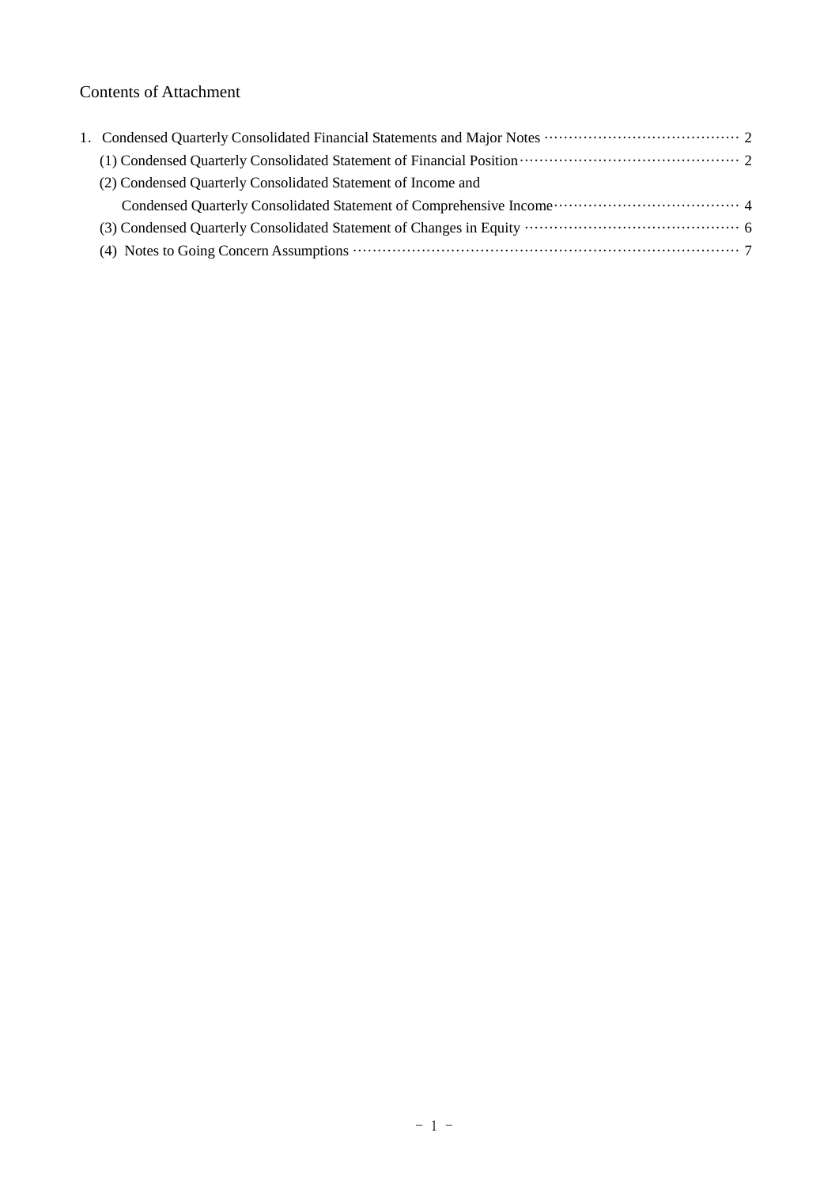## Contents of Attachment

1. Condensed Quarterly Consolidated Financial Statements and Major Notes ········································ 2
   - (1) Condensed Quarterly Consolidated Statement of Financial Position ············································ 2
   - (2) Condensed Quarterly Consolidated Statement of Income and Condensed Quarterly Consolidated Statement of Comprehensive Income ····································· 4
   - (3) Condensed Quarterly Consolidated Statement of Changes in Equity ··········································· 6
   - (4) Notes to Going Concern Assumptions ······························································· 7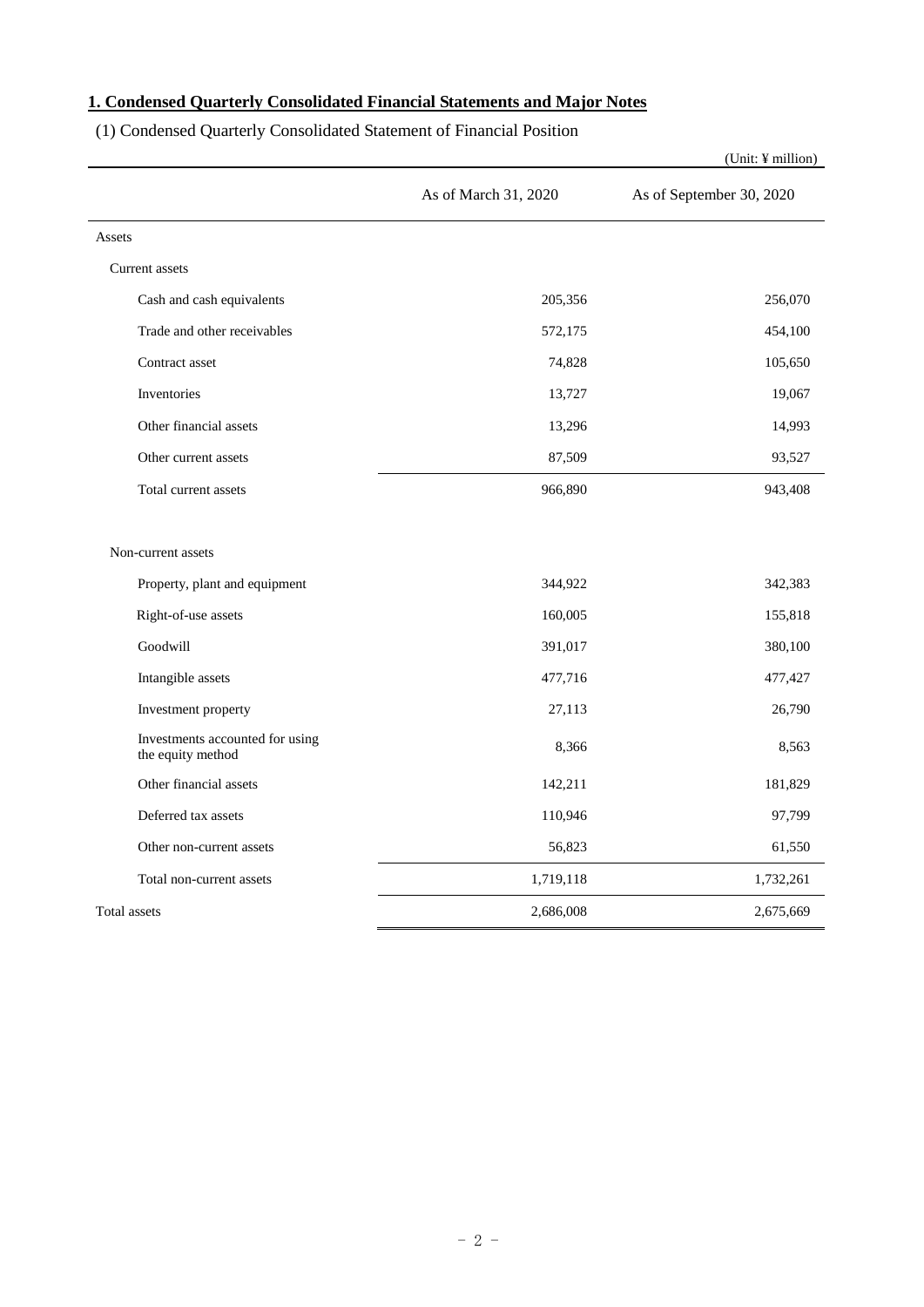## 1. Condensed Quarterly Consolidated Financial Statements and Major Notes

(1) Condensed Quarterly Consolidated Statement of Financial Position

(Unit: ¥ million)

| | As of March 31, 2020 | As of September 30, 2020 |
|---|---|---|
| Assets | | |
| Current assets | | |
| Cash and cash equivalents | 205,356 | 256,070 |
| Trade and other receivables | 572,175 | 454,100 |
| Contract asset | 74,828 | 105,650 |
| Inventories | 13,727 | 19,067 |
| Other financial assets | 13,296 | 14,993 |
| Other current assets | 87,509 | 93,527 |
| Total current assets | 966,890 | 943,408 |
| Non-current assets | | |
| Property, plant and equipment | 344,922 | 342,383 |
| Right-of-use assets | 160,005 | 155,818 |
| Goodwill | 391,017 | 380,100 |
| Intangible assets | 477,716 | 477,427 |
| Investment property | 27,113 | 26,790 |
| Investments accounted for using the equity method | 8,366 | 8,563 |
| Other financial assets | 142,211 | 181,829 |
| Deferred tax assets | 110,946 | 97,799 |
| Other non-current assets | 56,823 | 61,550 |
| Total non-current assets | 1,719,118 | 1,732,261 |
| Total assets | 2,686,008 | 2,675,669 |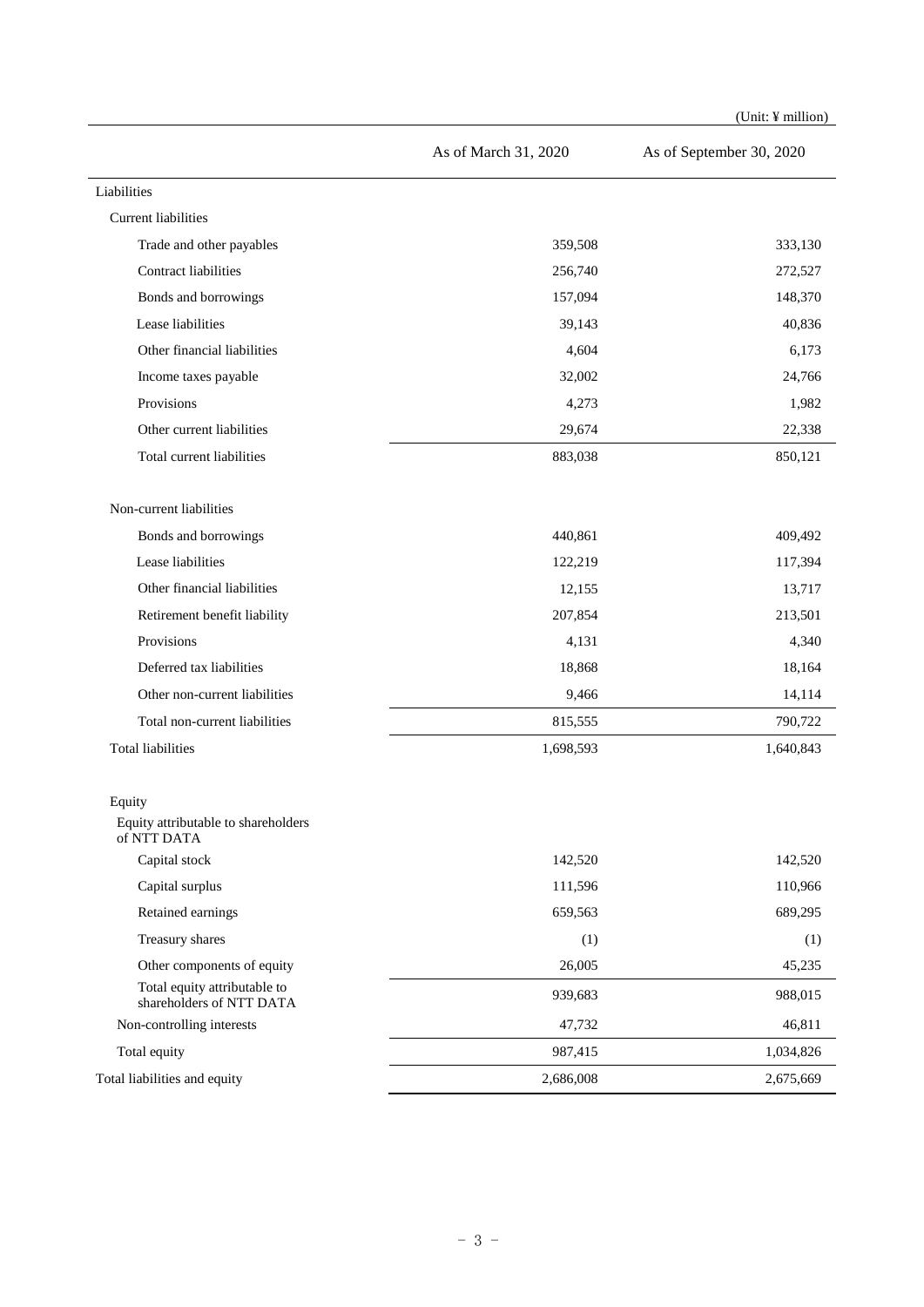(Unit: ¥ million)

| | As of March 31, 2020 | As of September 30, 2020 |
|---|---|---|
| Liabilities | | |
| Current liabilities | | |
| Trade and other payables | 359,508 | 333,130 |
| Contract liabilities | 256,740 | 272,527 |
| Bonds and borrowings | 157,094 | 148,370 |
| Lease liabilities | 39,143 | 40,836 |
| Other financial liabilities | 4,604 | 6,173 |
| Income taxes payable | 32,002 | 24,766 |
| Provisions | 4,273 | 1,982 |
| Other current liabilities | 29,674 | 22,338 |
| Total current liabilities | 883,038 | 850,121 |
| Non-current liabilities | | |
| Bonds and borrowings | 440,861 | 409,492 |
| Lease liabilities | 122,219 | 117,394 |
| Other financial liabilities | 12,155 | 13,717 |
| Retirement benefit liability | 207,854 | 213,501 |
| Provisions | 4,131 | 4,340 |
| Deferred tax liabilities | 18,868 | 18,164 |
| Other non-current liabilities | 9,466 | 14,114 |
| Total non-current liabilities | 815,555 | 790,722 |
| Total liabilities | 1,698,593 | 1,640,843 |
| Equity | | |
| Equity attributable to shareholders of NTT DATA | | |
| Capital stock | 142,520 | 142,520 |
| Capital surplus | 111,596 | 110,966 |
| Retained earnings | 659,563 | 689,295 |
| Treasury shares | (1) | (1) |
| Other components of equity | 26,005 | 45,235 |
| Total equity attributable to shareholders of NTT DATA | 939,683 | 988,015 |
| Non-controlling interests | 47,732 | 46,811 |
| Total equity | 987,415 | 1,034,826 |
| Total liabilities and equity | 2,686,008 | 2,675,669 |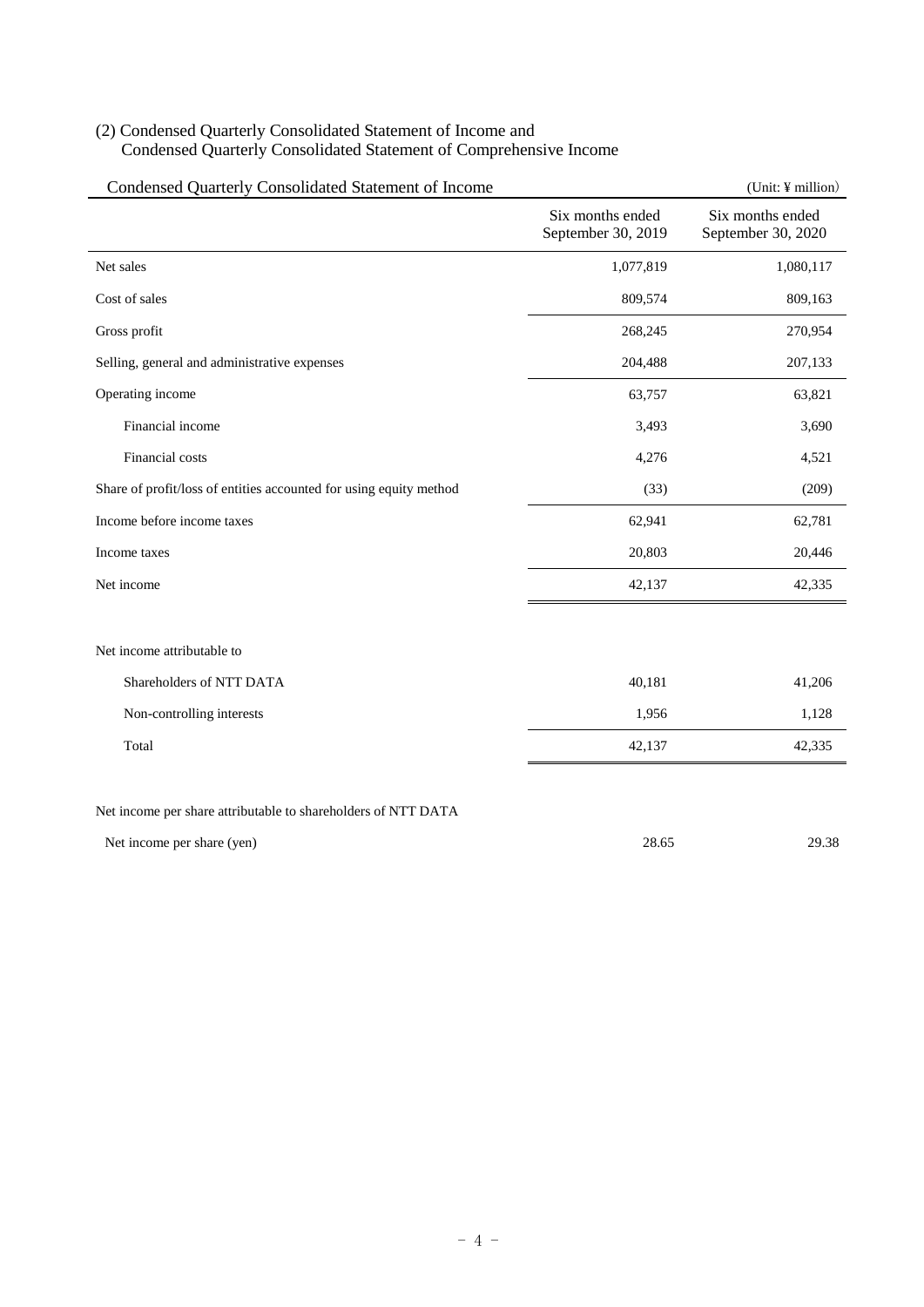## (2) Condensed Quarterly Consolidated Statement of Income and Condensed Quarterly Consolidated Statement of Comprehensive Income

### Condensed Quarterly Consolidated Statement of Income

(Unit: ¥ million)

| | Six months ended September 30, 2019 | Six months ended September 30, 2020 |
|---|---|---|
| Net sales | 1,077,819 | 1,080,117 |
| Cost of sales | 809,574 | 809,163 |
| Gross profit | 268,245 | 270,954 |
| Selling, general and administrative expenses | 204,488 | 207,133 |
| Operating income | 63,757 | 63,821 |
| Financial income | 3,493 | 3,690 |
| Financial costs | 4,276 | 4,521 |
| Share of profit/loss of entities accounted for using equity method | (33) | (209) |
| Income before income taxes | 62,941 | 62,781 |
| Income taxes | 20,803 | 20,446 |
| Net income | 42,137 | 42,335 |
| | | |
| Net income attributable to | | |
| Shareholders of NTT DATA | 40,181 | 41,206 |
| Non-controlling interests | 1,956 | 1,128 |
| Total | 42,137 | 42,335 |
| | | |
| Net income per share attributable to shareholders of NTT DATA | | |
| Net income per share (yen) | 28.65 | 29.38 |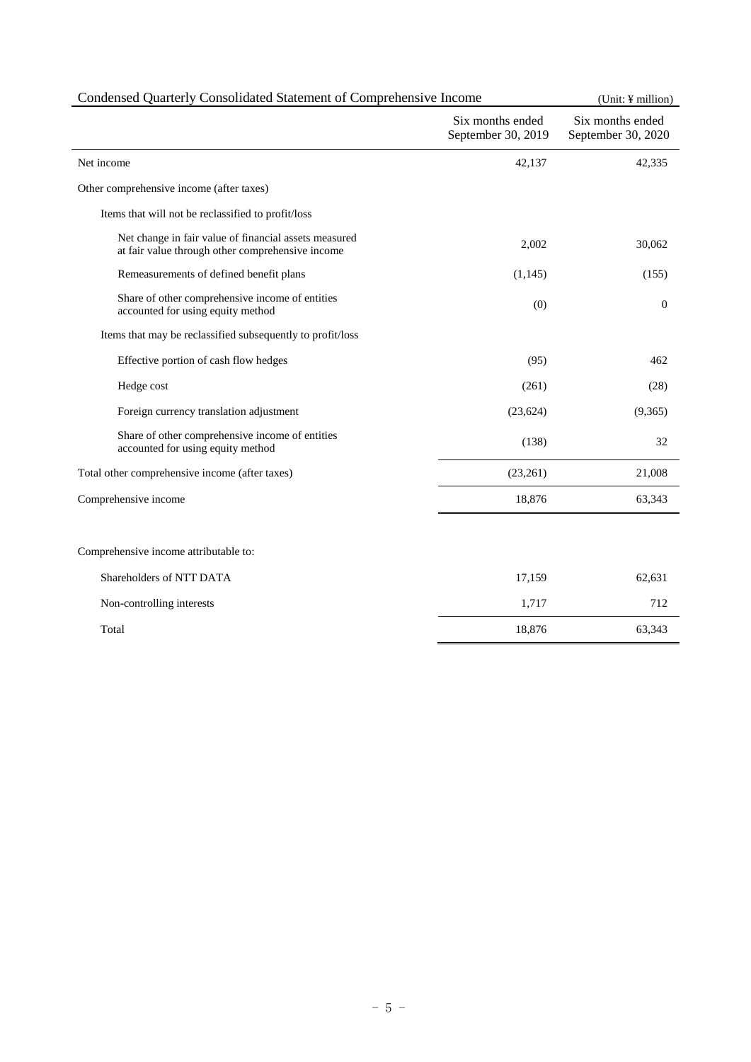## Condensed Quarterly Consolidated Statement of Comprehensive Income

(Unit: ¥ million)

| | Six months ended September 30, 2019 | Six months ended September 30, 2020 |
|---|---|---|
| Net income | 42,137 | 42,335 |
| Other comprehensive income (after taxes) | | |
| Items that will not be reclassified to profit/loss | | |
| Net change in fair value of financial assets measured at fair value through other comprehensive income | 2,002 | 30,062 |
| Remeasurements of defined benefit plans | (1,145) | (155) |
| Share of other comprehensive income of entities accounted for using equity method | (0) | 0 |
| Items that may be reclassified subsequently to profit/loss | | |
| Effective portion of cash flow hedges | (95) | 462 |
| Hedge cost | (261) | (28) |
| Foreign currency translation adjustment | (23,624) | (9,365) |
| Share of other comprehensive income of entities accounted for using equity method | (138) | 32 |
| Total other comprehensive income (after taxes) | (23,261) | 21,008 |
| Comprehensive income | 18,876 | 63,343 |
| | | |
| Comprehensive income attributable to: | | |
| Shareholders of NTT DATA | 17,159 | 62,631 |
| Non-controlling interests | 1,717 | 712 |
| Total | 18,876 | 63,343 |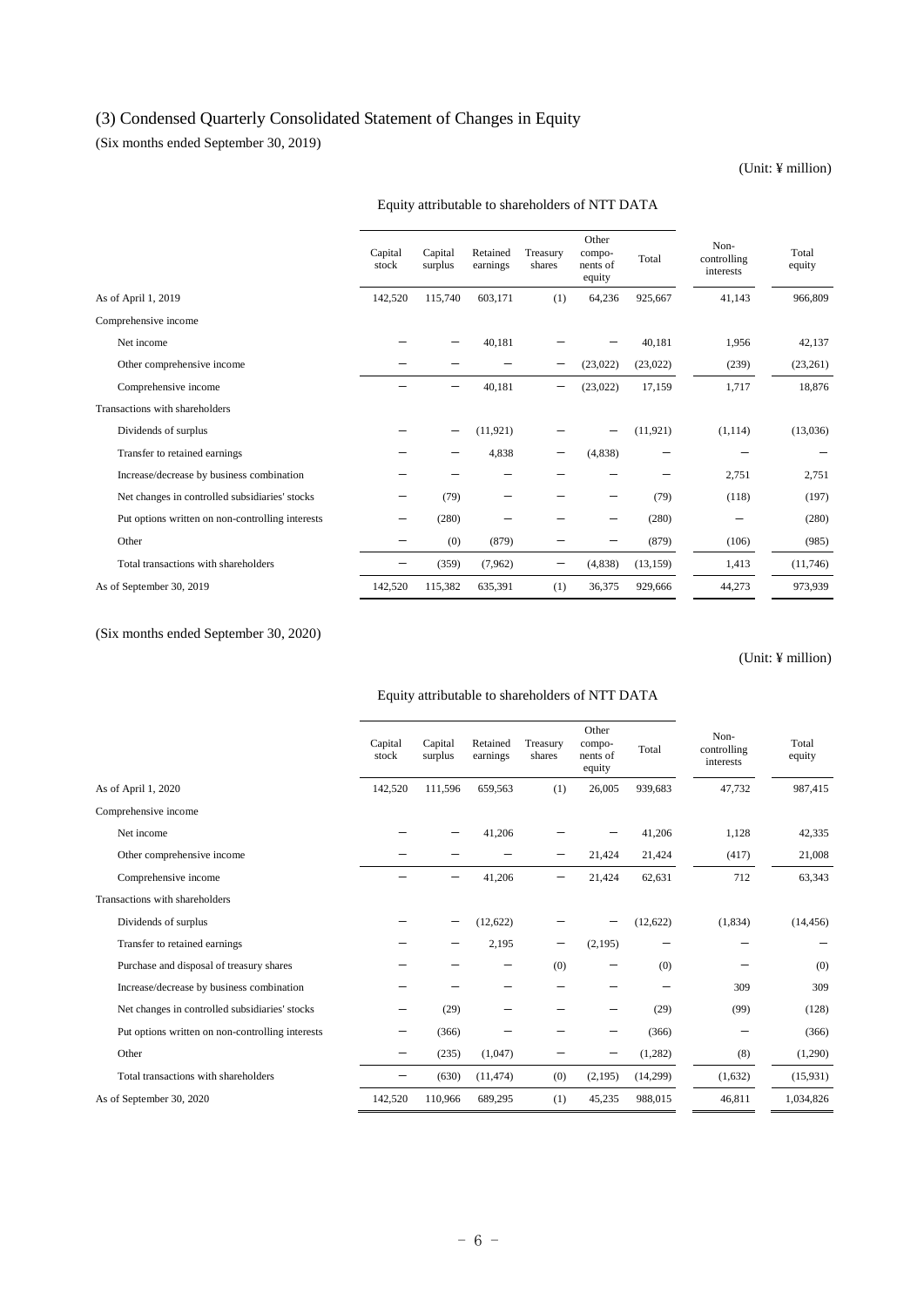## (3) Condensed Quarterly Consolidated Statement of Changes in Equity

(Six months ended September 30, 2019)

(Unit: ¥ million)

| | Equity attributable to shareholders of NTT DATA | | | | | | Non-controlling interests | Total equity |
|---|---|---|---|---|---|---|---|---|
| | Capital stock | Capital surplus | Retained earnings | Treasury shares | Other components of equity | Total | | |
| As of April 1, 2019 | 142,520 | 115,740 | 603,171 | (1) | 64,236 | 925,667 | 41,143 | 966,809 |
| Comprehensive income | | | | | | | | |
| Net income | − | − | 40,181 | − | − | 40,181 | 1,956 | 42,137 |
| Other comprehensive income | − | − | − | − | (23,022) | (23,022) | (239) | (23,261) |
| Comprehensive income | − | − | 40,181 | − | (23,022) | 17,159 | 1,717 | 18,876 |
| Transactions with shareholders | | | | | | | | |
| Dividends of surplus | − | − | (11,921) | − | − | (11,921) | (1,114) | (13,036) |
| Transfer to retained earnings | − | − | 4,838 | − | (4,838) | − | − | − |
| Increase/decrease by business combination | − | − | − | − | − | − | 2,751 | 2,751 |
| Net changes in controlled subsidiaries' stocks | − | (79) | − | − | − | (79) | (118) | (197) |
| Put options written on non-controlling interests | − | (280) | − | − | − | (280) | − | (280) |
| Other | − | (0) | (879) | − | − | (879) | (106) | (985) |
| Total transactions with shareholders | − | (359) | (7,962) | − | (4,838) | (13,159) | 1,413 | (11,746) |
| As of September 30, 2019 | 142,520 | 115,382 | 635,391 | (1) | 36,375 | 929,666 | 44,273 | 973,939 |

(Six months ended September 30, 2020)

(Unit: ¥ million)

| | Equity attributable to shareholders of NTT DATA | | | | | | Non-controlling interests | Total equity |
|---|---|---|---|---|---|---|---|---|
| | Capital stock | Capital surplus | Retained earnings | Treasury shares | Other components of equity | Total | | |
| As of April 1, 2020 | 142,520 | 111,596 | 659,563 | (1) | 26,005 | 939,683 | 47,732 | 987,415 |
| Comprehensive income | | | | | | | | |
| Net income | − | − | 41,206 | − | − | 41,206 | 1,128 | 42,335 |
| Other comprehensive income | − | − | − | − | 21,424 | 21,424 | (417) | 21,008 |
| Comprehensive income | − | − | 41,206 | − | 21,424 | 62,631 | 712 | 63,343 |
| Transactions with shareholders | | | | | | | | |
| Dividends of surplus | − | − | (12,622) | − | − | (12,622) | (1,834) | (14,456) |
| Transfer to retained earnings | − | − | 2,195 | − | (2,195) | − | − | − |
| Purchase and disposal of treasury shares | − | − | − | (0) | − | (0) | − | (0) |
| Increase/decrease by business combination | − | − | − | − | − | − | 309 | 309 |
| Net changes in controlled subsidiaries' stocks | − | (29) | − | − | − | (29) | (99) | (128) |
| Put options written on non-controlling interests | − | (366) | − | − | − | (366) | − | (366) |
| Other | − | (235) | (1,047) | − | − | (1,282) | (8) | (1,290) |
| Total transactions with shareholders | − | (630) | (11,474) | (0) | (2,195) | (14,299) | (1,632) | (15,931) |
| As of September 30, 2020 | 142,520 | 110,966 | 689,295 | (1) | 45,235 | 988,015 | 46,811 | 1,034,826 |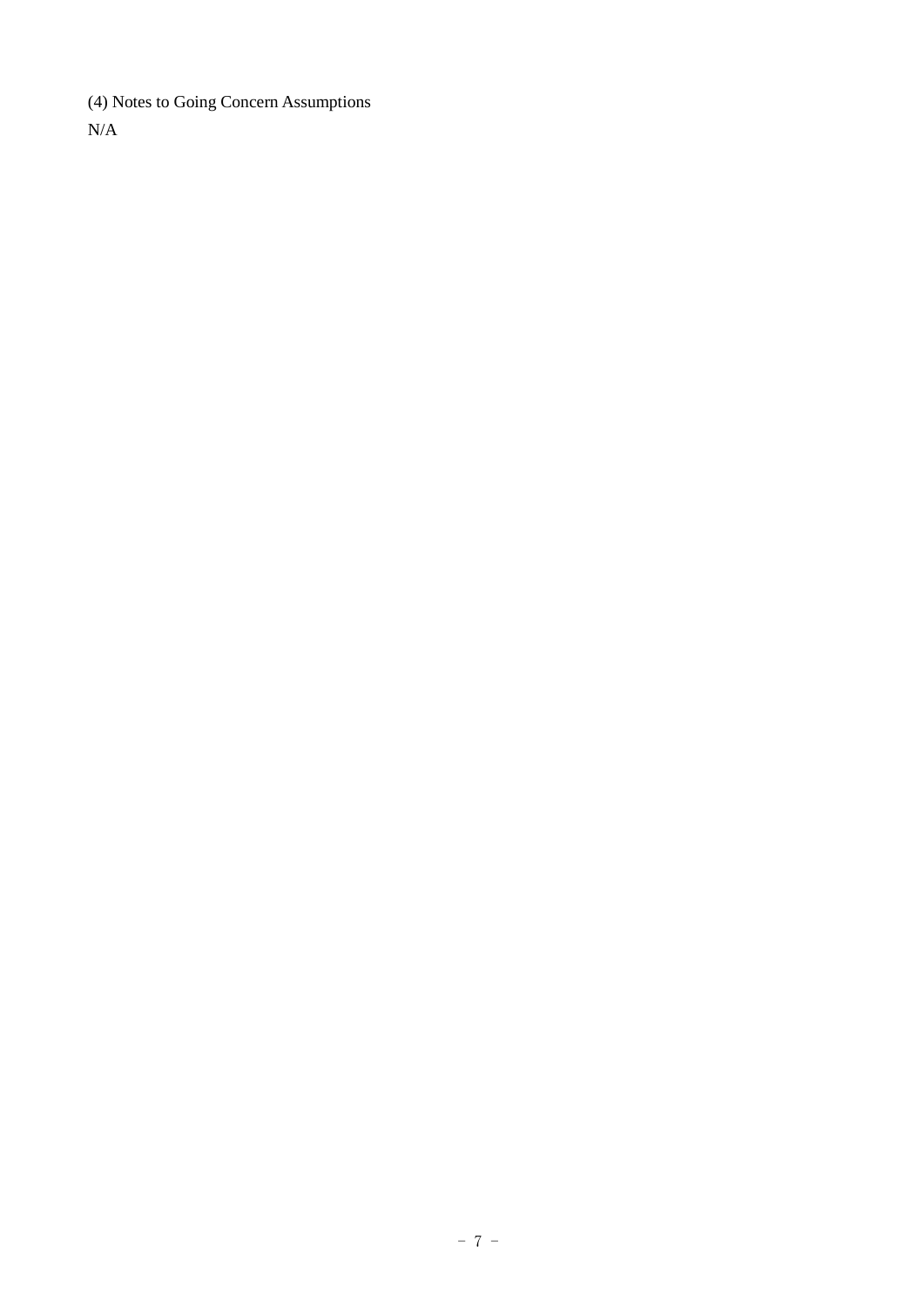(4) Notes to Going Concern Assumptions

N/A